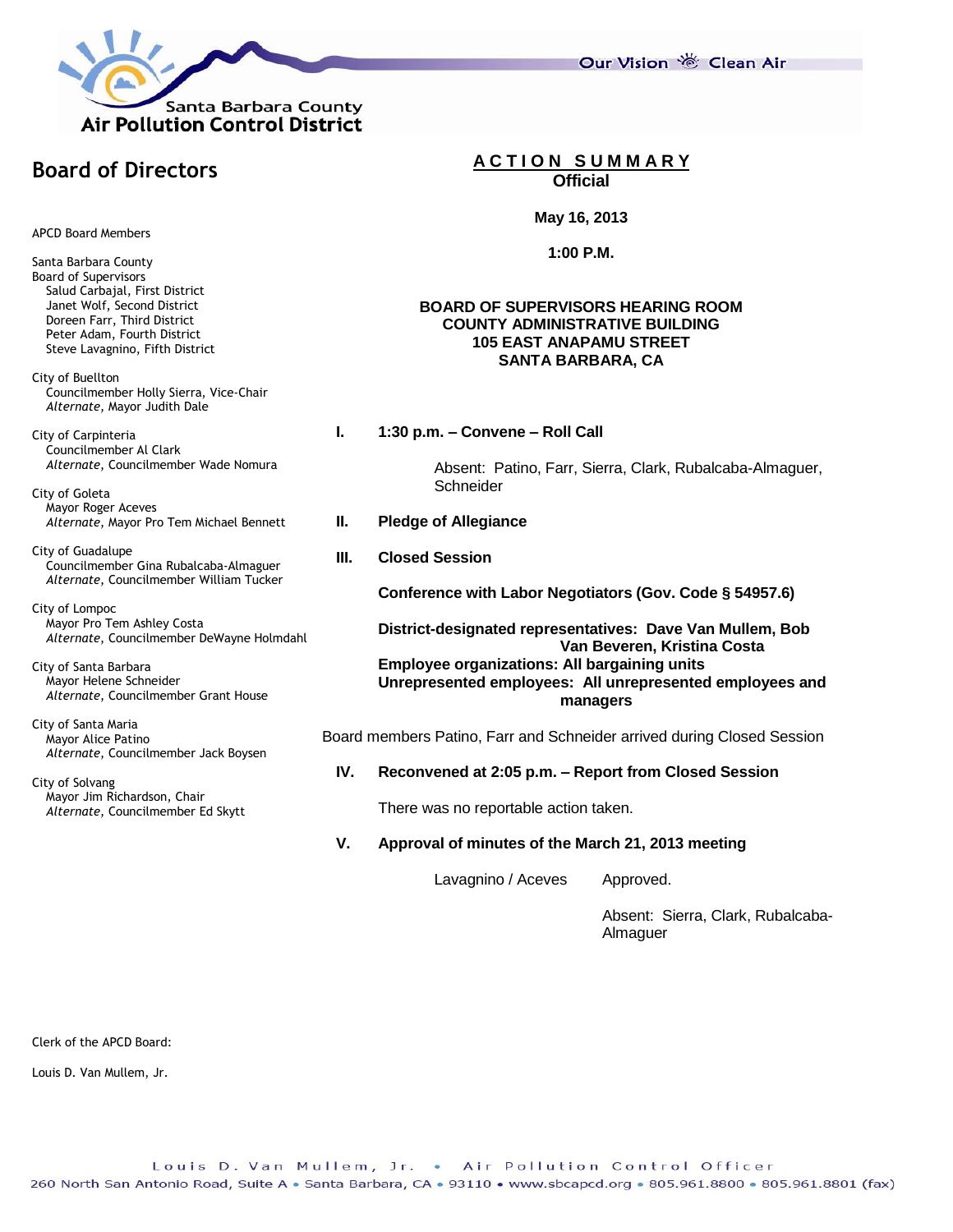Santa Barbara County
**Air Pollution Control District**

Our Vision Clean Air

## Board of Directors

APCD Board Members

Santa Barbara County
Board of Supervisors
Salud Carbajal, First District
Janet Wolf, Second District
Doreen Farr, Third District
Peter Adam, Fourth District
Steve Lavagnino, Fifth District

City of Buellton
Councilmember Holly Sierra, Vice-Chair
*Alternate*, Mayor Judith Dale

City of Carpinteria
Councilmember Al Clark
*Alternate*, Councilmember Wade Nomura

City of Goleta
Mayor Roger Aceves
*Alternate*, Mayor Pro Tem Michael Bennett

City of Guadalupe
Councilmember Gina Rubalcaba-Almaguer
*Alternate*, Councilmember William Tucker

City of Lompoc
Mayor Pro Tem Ashley Costa
*Alternate*, Councilmember DeWayne Holmdahl

City of Santa Barbara
Mayor Helene Schneider
*Alternate*, Councilmember Grant House

City of Santa Maria
Mayor Alice Patino
*Alternate*, Councilmember Jack Boysen

City of Solvang
Mayor Jim Richardson, Chair
*Alternate*, Councilmember Ed Skytt

Clerk of the APCD Board:

Louis D. Van Mullem, Jr.

## ACTION SUMMARY
**Official**

**May 16, 2013**

**1:00 P.M.**

**BOARD OF SUPERVISORS HEARING ROOM**
**COUNTY ADMINISTRATIVE BUILDING**
**105 EAST ANAPAMU STREET**
**SANTA BARBARA, CA**

**I. 1:30 p.m. – Convene – Roll Call**

Absent: Patino, Farr, Sierra, Clark, Rubalcaba-Almaguer, Schneider

**II. Pledge of Allegiance**

**III. Closed Session**

**Conference with Labor Negotiators (Gov. Code § 54957.6)**

**District-designated representatives: Dave Van Mullem, Bob Van Beveren, Kristina Costa**
**Employee organizations: All bargaining units**
**Unrepresented employees: All unrepresented employees and managers**

Board members Patino, Farr and Schneider arrived during Closed Session

**IV. Reconvened at 2:05 p.m. – Report from Closed Session**

There was no reportable action taken.

**V. Approval of minutes of the March 21, 2013 meeting**

Lavagnino / Aceves Approved.

Absent: Sierra, Clark, Rubalcaba-Almaguer

Louis D. Van Mullem, Jr. • Air Pollution Control Officer
260 North San Antonio Road, Suite A • Santa Barbara, CA • 93110 • www.sbcapcd.org • 805.961.8800 • 805.961.8801 (fax)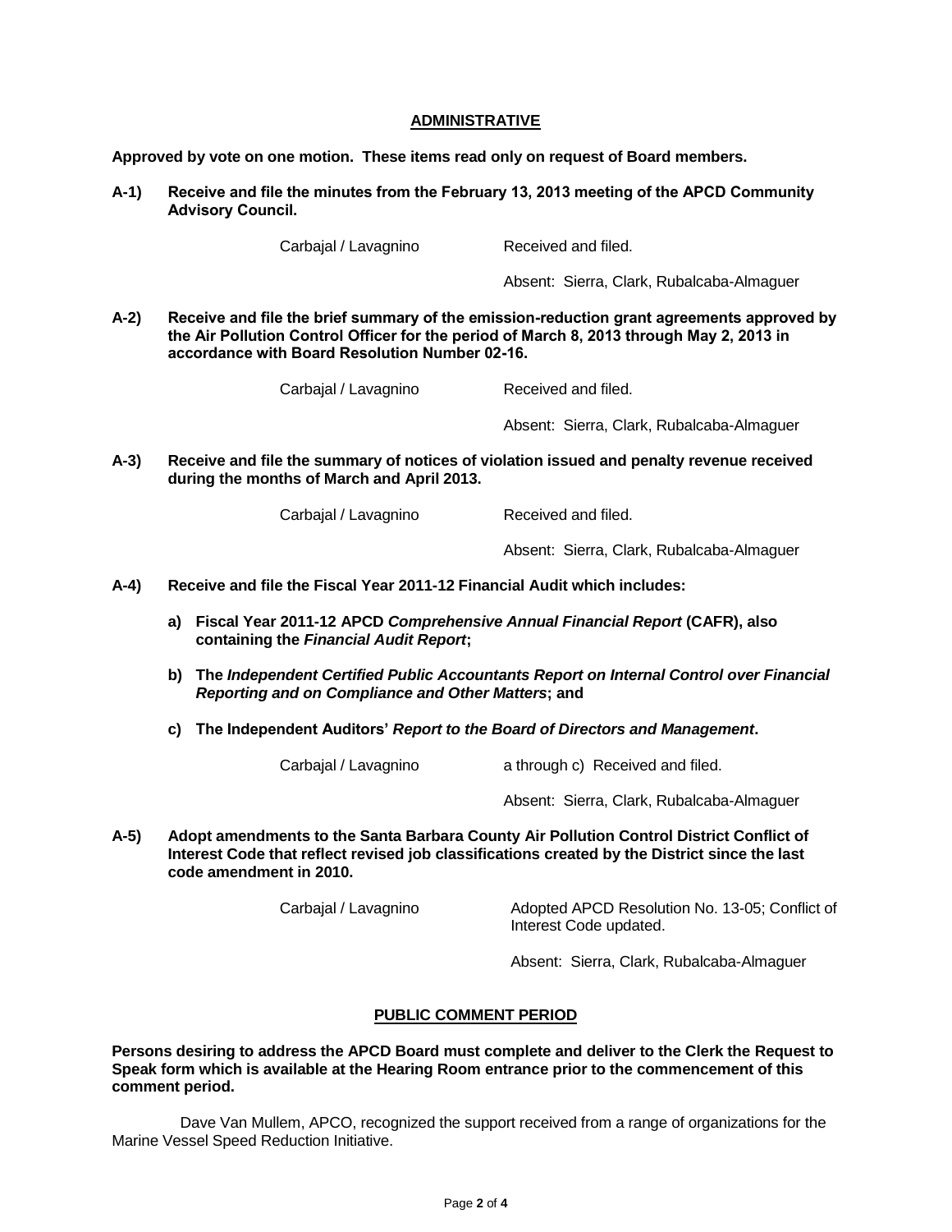## ADMINISTRATIVE

**Approved by vote on one motion. These items read only on request of Board members.**

**A-1) Receive and file the minutes from the February 13, 2013 meeting of the APCD Community Advisory Council.**

Carbajal / Lavagnino — Received and filed.

Absent: Sierra, Clark, Rubalcaba-Almaguer

**A-2) Receive and file the brief summary of the emission-reduction grant agreements approved by the Air Pollution Control Officer for the period of March 8, 2013 through May 2, 2013 in accordance with Board Resolution Number 02-16.**

Carbajal / Lavagnino — Received and filed.

Absent: Sierra, Clark, Rubalcaba-Almaguer

**A-3) Receive and file the summary of notices of violation issued and penalty revenue received during the months of March and April 2013.**

Carbajal / Lavagnino — Received and filed.

Absent: Sierra, Clark, Rubalcaba-Almaguer

**A-4) Receive and file the Fiscal Year 2011-12 Financial Audit which includes:**

- **a) Fiscal Year 2011-12 APCD *Comprehensive Annual Financial Report* (CAFR), also containing the *Financial Audit Report*;**
- **b) The *Independent Certified Public Accountants Report on Internal Control over Financial Reporting and on Compliance and Other Matters*; and**
- **c) The Independent Auditors' *Report to the Board of Directors and Management*.**

Carbajal / Lavagnino — a through c) Received and filed.

Absent: Sierra, Clark, Rubalcaba-Almaguer

**A-5) Adopt amendments to the Santa Barbara County Air Pollution Control District Conflict of Interest Code that reflect revised job classifications created by the District since the last code amendment in 2010.**

Carbajal / Lavagnino — Adopted APCD Resolution No. 13-05; Conflict of Interest Code updated.

Absent: Sierra, Clark, Rubalcaba-Almaguer

## PUBLIC COMMENT PERIOD

**Persons desiring to address the APCD Board must complete and deliver to the Clerk the Request to Speak form which is available at the Hearing Room entrance prior to the commencement of this comment period.**

Dave Van Mullem, APCO, recognized the support received from a range of organizations for the Marine Vessel Speed Reduction Initiative.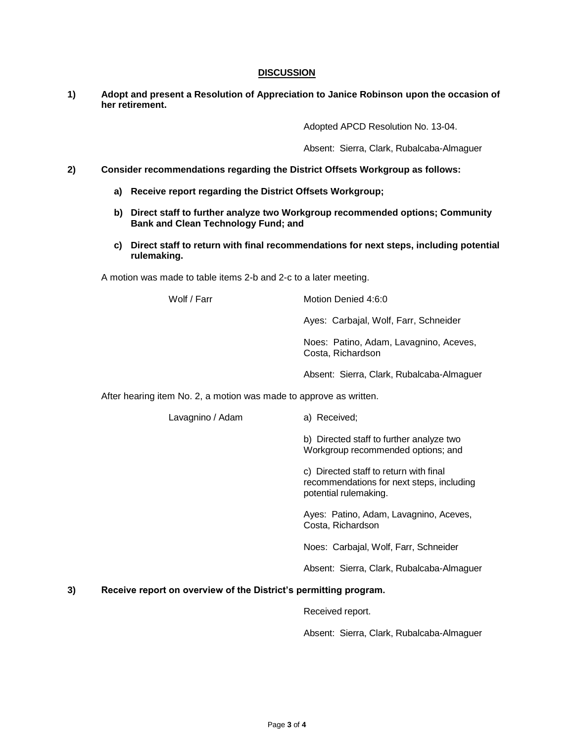## DISCUSSION

**1) Adopt and present a Resolution of Appreciation to Janice Robinson upon the occasion of her retirement.**

Adopted APCD Resolution No. 13-04.

Absent: Sierra, Clark, Rubalcaba-Almaguer

**2) Consider recommendations regarding the District Offsets Workgroup as follows:**

- **a) Receive report regarding the District Offsets Workgroup;**
- **b) Direct staff to further analyze two Workgroup recommended options; Community Bank and Clean Technology Fund; and**
- **c) Direct staff to return with final recommendations for next steps, including potential rulemaking.**

A motion was made to table items 2-b and 2-c to a later meeting.

Wolf / Farr

Motion Denied 4:6:0

Ayes: Carbajal, Wolf, Farr, Schneider

Noes: Patino, Adam, Lavagnino, Aceves, Costa, Richardson

Absent: Sierra, Clark, Rubalcaba-Almaguer

After hearing item No. 2, a motion was made to approve as written.

Lavagnino / Adam

a) Received;

b) Directed staff to further analyze two Workgroup recommended options; and

c) Directed staff to return with final recommendations for next steps, including potential rulemaking.

Ayes: Patino, Adam, Lavagnino, Aceves, Costa, Richardson

Noes: Carbajal, Wolf, Farr, Schneider

Absent: Sierra, Clark, Rubalcaba-Almaguer

**3) Receive report on overview of the District's permitting program.**

Received report.

Absent: Sierra, Clark, Rubalcaba-Almaguer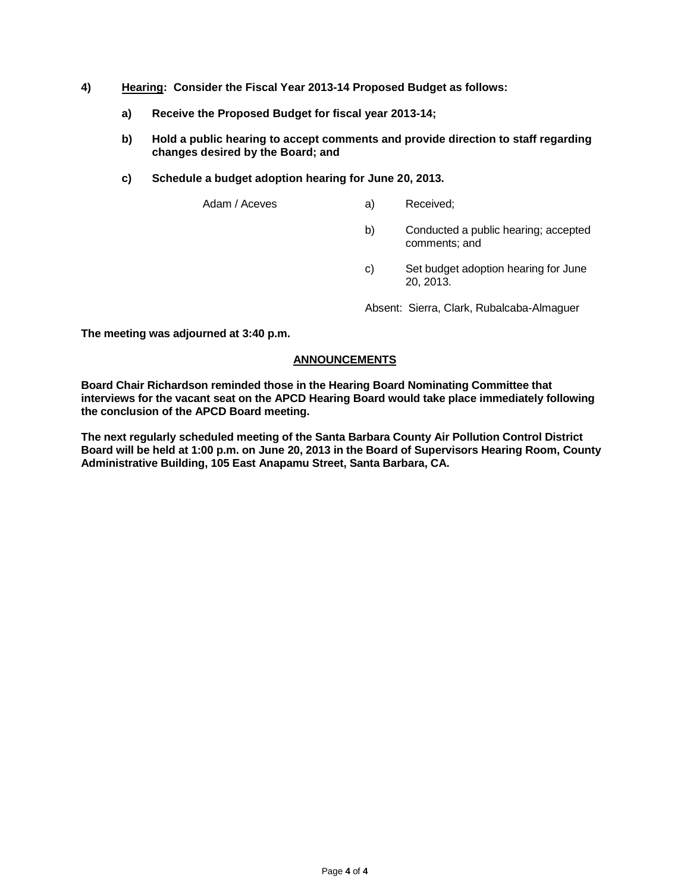**4) <u>Hearing</u>: Consider the Fiscal Year 2013-14 Proposed Budget as follows:**

**a) Receive the Proposed Budget for fiscal year 2013-14;**

**b) Hold a public hearing to accept comments and provide direction to staff regarding changes desired by the Board; and**

**c) Schedule a budget adoption hearing for June 20, 2013.**

Adam / Aceves

a) Received;

b) Conducted a public hearing; accepted comments; and

c) Set budget adoption hearing for June 20, 2013.

Absent: Sierra, Clark, Rubalcaba-Almaguer

**The meeting was adjourned at 3:40 p.m.**

## ANNOUNCEMENTS

**Board Chair Richardson reminded those in the Hearing Board Nominating Committee that interviews for the vacant seat on the APCD Hearing Board would take place immediately following the conclusion of the APCD Board meeting.**

**The next regularly scheduled meeting of the Santa Barbara County Air Pollution Control District Board will be held at 1:00 p.m. on June 20, 2013 in the Board of Supervisors Hearing Room, County Administrative Building, 105 East Anapamu Street, Santa Barbara, CA.**